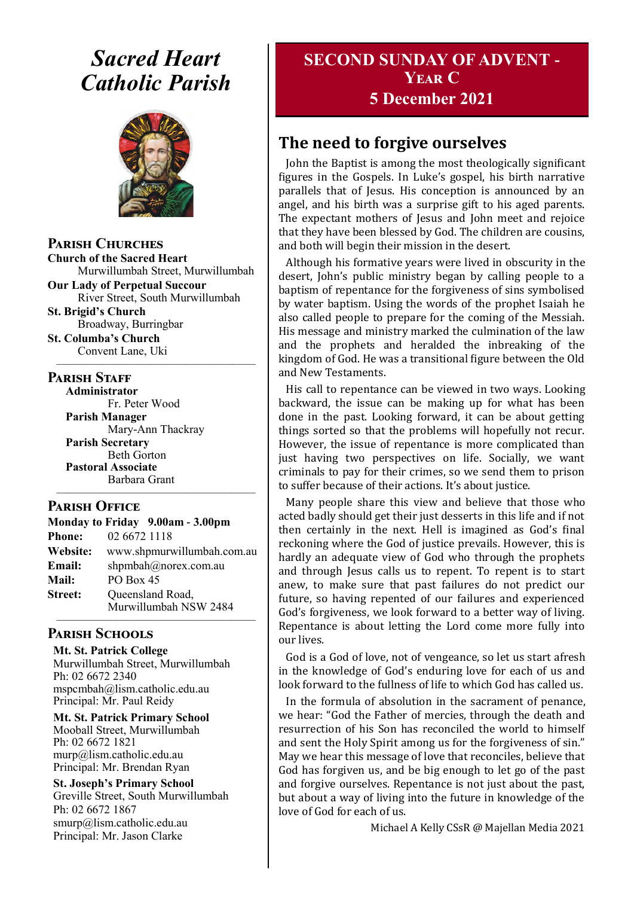# *Sacred Heart Catholic Parish*

## Parish Churches

**Church of the Sacred Heart**
Murwillumbah Street, Murwillumbah

**Our Lady of Perpetual Succour**
River Street, South Murwillumbah

**St. Brigid's Church**
Broadway, Burringbar

**St. Columba's Church**
Convent Lane, Uki

## Parish Staff

**Administrator**
Fr. Peter Wood

**Parish Manager**
Mary-Ann Thackray

**Parish Secretary**
Beth Gorton

**Pastoral Associate**
Barbara Grant

## Parish Office

**Monday to Friday 9.00am - 3.00pm**

**Phone:** 02 6672 1118
**Website:** www.shpmurwillumbah.com.au
**Email:** shpmbah@norex.com.au
**Mail:** PO Box 45
**Street:** Queensland Road, Murwillumbah NSW 2484

## Parish Schools

**Mt. St. Patrick College**
Murwillumbah Street, Murwillumbah
Ph: 02 6672 2340
mspcmbah@lism.catholic.edu.au
Principal: Mr. Paul Reidy

**Mt. St. Patrick Primary School**
Mooball Street, Murwillumbah
Ph: 02 6672 1821
murp@lism.catholic.edu.au
Principal: Mr. Brendan Ryan

**St. Joseph's Primary School**
Greville Street, South Murwillumbah
Ph: 02 6672 1867
smurp@lism.catholic.edu.au
Principal: Mr. Jason Clarke

# SECOND SUNDAY OF ADVENT - YEAR C
# 5 December 2021

## The need to forgive ourselves

John the Baptist is among the most theologically significant figures in the Gospels. In Luke's gospel, his birth narrative parallels that of Jesus. His conception is announced by an angel, and his birth was a surprise gift to his aged parents. The expectant mothers of Jesus and John meet and rejoice that they have been blessed by God. The children are cousins, and both will begin their mission in the desert.

Although his formative years were lived in obscurity in the desert, John's public ministry began by calling people to a baptism of repentance for the forgiveness of sins symbolised by water baptism. Using the words of the prophet Isaiah he also called people to prepare for the coming of the Messiah. His message and ministry marked the culmination of the law and the prophets and heralded the inbreaking of the kingdom of God. He was a transitional figure between the Old and New Testaments.

His call to repentance can be viewed in two ways. Looking backward, the issue can be making up for what has been done in the past. Looking forward, it can be about getting things sorted so that the problems will hopefully not recur. However, the issue of repentance is more complicated than just having two perspectives on life. Socially, we want criminals to pay for their crimes, so we send them to prison to suffer because of their actions. It's about justice.

Many people share this view and believe that those who acted badly should get their just desserts in this life and if not then certainly in the next. Hell is imagined as God's final reckoning where the God of justice prevails. However, this is hardly an adequate view of God who through the prophets and through Jesus calls us to repent. To repent is to start anew, to make sure that past failures do not predict our future, so having repented of our failures and experienced God's forgiveness, we look forward to a better way of living. Repentance is about letting the Lord come more fully into our lives.

God is a God of love, not of vengeance, so let us start afresh in the knowledge of God's enduring love for each of us and look forward to the fullness of life to which God has called us.

In the formula of absolution in the sacrament of penance, we hear: "God the Father of mercies, through the death and resurrection of his Son has reconciled the world to himself and sent the Holy Spirit among us for the forgiveness of sin." May we hear this message of love that reconciles, believe that God has forgiven us, and be big enough to let go of the past and forgive ourselves. Repentance is not just about the past, but about a way of living into the future in knowledge of the love of God for each of us.

Michael A Kelly CSsR @ Majellan Media 2021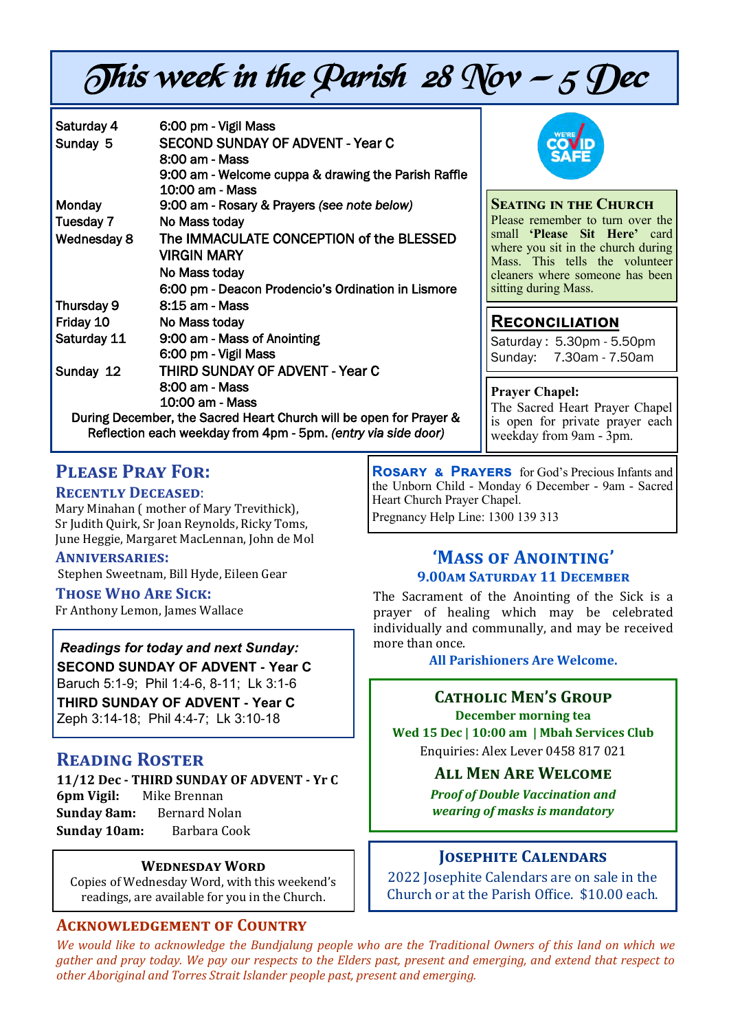# This week in the Parish 28 Nov – 5 Dec

| | |
|---|---|
| Saturday 4 | 6:00 pm - Vigil Mass |
| Sunday 5 | SECOND SUNDAY OF ADVENT - Year C |
| | 8:00 am - Mass |
| | 9:00 am - Welcome cuppa & drawing the Parish Raffle |
| | 10:00 am - Mass |
| Monday | 9:00 am - Rosary & Prayers *(see note below)* |
| Tuesday 7 | No Mass today |
| Wednesday 8 | The IMMACULATE CONCEPTION of the BLESSED VIRGIN MARY |
| | No Mass today |
| | 6:00 pm - Deacon Prodencio's Ordination in Lismore |
| Thursday 9 | 8:15 am - Mass |
| Friday 10 | No Mass today |
| Saturday 11 | 9:00 am - Mass of Anointing |
| | 6:00 pm - Vigil Mass |
| Sunday 12 | THIRD SUNDAY OF ADVENT - Year C |
| | 8:00 am - Mass |
| | 10:00 am - Mass |

During December, the Sacred Heart Church will be open for Prayer & Reflection each weekday from 4pm - 5pm. *(entry via side door)*

WE'RE COVID SAFE

### Seating in the Church

Please remember to turn over the small **'Please Sit Here'** card where you sit in the church during Mass. This tells the volunteer cleaners where someone has been sitting during Mass.

### Reconciliation

Saturday : 5.30pm - 5.50pm
Sunday: 7.30am - 7.50am

### Prayer Chapel:

The Sacred Heart Prayer Chapel is open for private prayer each weekday from 9am - 3pm.

## Please Pray For:

**Recently Deceased:**
Mary Minahan ( mother of Mary Trevithick), Sr Judith Quirk, Sr Joan Reynolds, Ricky Toms, June Heggie, Margaret MacLennan, John de Mol

**Anniversaries:**
Stephen Sweetnam, Bill Hyde, Eileen Gear

**Those Who Are Sick:**
Fr Anthony Lemon, James Wallace

***Readings for today and next Sunday:***

**SECOND SUNDAY OF ADVENT - Year C**
Baruch 5:1-9; Phil 1:4-6, 8-11; Lk 3:1-6

**THIRD SUNDAY OF ADVENT - Year C**
Zeph 3:14-18; Phil 4:4-7; Lk 3:10-18

## Reading Roster

**11/12 Dec - THIRD SUNDAY OF ADVENT - Yr C**

**6pm Vigil:** Mike Brennan
**Sunday 8am:** Bernard Nolan
**Sunday 10am:** Barbara Cook

### Wednesday Word

Copies of Wednesday Word, with this weekend's readings, are available for you in the Church.

**Rosary & Prayers** for God's Precious Infants and the Unborn Child - Monday 6 December - 9am - Sacred Heart Church Prayer Chapel.
Pregnancy Help Line: 1300 139 313

## 'Mass of Anointing'

**9.00am Saturday 11 December**

The Sacrament of the Anointing of the Sick is a prayer of healing which may be celebrated individually and communally, and may be received more than once.

**All Parishioners Are Welcome.**

## Catholic Men's Group

**December morning tea**
**Wed 15 Dec | 10:00 am | Mbah Services Club**
Enquiries: Alex Lever 0458 817 021

**All Men Are Welcome**

***Proof of Double Vaccination and wearing of masks is mandatory***

## Josephite Calendars

2022 Josephite Calendars are on sale in the Church or at the Parish Office. $10.00 each.

## Acknowledgement of Country

*We would like to acknowledge the Bundjalung people who are the Traditional Owners of this land on which we gather and pray today. We pay our respects to the Elders past, present and emerging, and extend that respect to other Aboriginal and Torres Strait Islander people past, present and emerging.*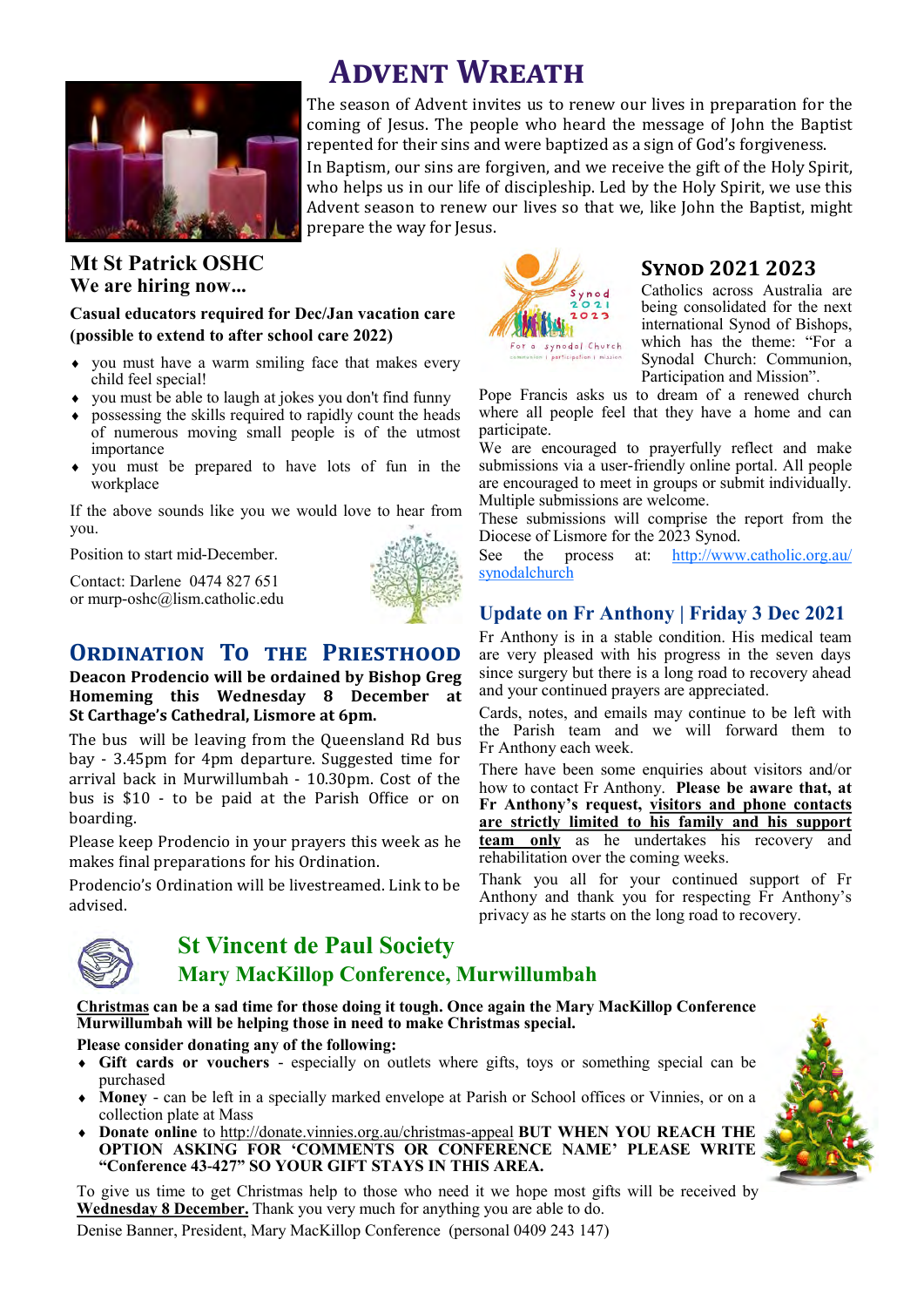# Advent Wreath

The season of Advent invites us to renew our lives in preparation for the coming of Jesus. The people who heard the message of John the Baptist repented for their sins and were baptized as a sign of God's forgiveness.

In Baptism, our sins are forgiven, and we receive the gift of the Holy Spirit, who helps us in our life of discipleship. Led by the Holy Spirit, we use this Advent season to renew our lives so that we, like John the Baptist, might prepare the way for Jesus.

## Mt St Patrick OSHC

### We are hiring now...

**Casual educators required for Dec/Jan vacation care (possible to extend to after school care 2022)**

- you must have a warm smiling face that makes every child feel special!
- you must be able to laugh at jokes you don't find funny
- possessing the skills required to rapidly count the heads of numerous moving small people is of the utmost importance
- you must be prepared to have lots of fun in the workplace

If the above sounds like you we would love to hear from you.

Position to start mid-December.

Contact: Darlene 0474 827 651
or murp-oshc@lism.catholic.edu

## Ordination To the Priesthood

**Deacon Prodencio will be ordained by Bishop Greg Homeming this Wednesday 8 December at St Carthage's Cathedral, Lismore at 6pm.**

The bus will be leaving from the Queensland Rd bus bay - 3.45pm for 4pm departure. Suggested time for arrival back in Murwillumbah - 10.30pm. Cost of the bus is $10 - to be paid at the Parish Office or on boarding.

Please keep Prodencio in your prayers this week as he makes final preparations for his Ordination.

Prodencio's Ordination will be livestreamed. Link to be advised.

## Synod 2021 2023

Catholics across Australia are being consolidated for the next international Synod of Bishops, which has the theme: "For a Synodal Church: Communion, Participation and Mission".

Pope Francis asks us to dream of a renewed church where all people feel that they have a home and can participate.

We are encouraged to prayerfully reflect and make submissions via a user-friendly online portal. All people are encouraged to meet in groups or submit individually. Multiple submissions are welcome.

These submissions will comprise the report from the Diocese of Lismore for the 2023 Synod.

See the process at: http://www.catholic.org.au/synodalchurch

## Update on Fr Anthony | Friday 3 Dec 2021

Fr Anthony is in a stable condition. His medical team are very pleased with his progress in the seven days since surgery but there is a long road to recovery ahead and your continued prayers are appreciated.

Cards, notes, and emails may continue to be left with the Parish team and we will forward them to Fr Anthony each week.

There have been some enquiries about visitors and/or how to contact Fr Anthony. **Please be aware that, at Fr Anthony's request, visitors and phone contacts are strictly limited to his family and his support team only** as he undertakes his recovery and rehabilitation over the coming weeks.

Thank you all for your continued support of Fr Anthony and thank you for respecting Fr Anthony's privacy as he starts on the long road to recovery.

## St Vincent de Paul Society

### Mary MacKillop Conference, Murwillumbah

**Christmas can be a sad time for those doing it tough. Once again the Mary MacKillop Conference Murwillumbah will be helping those in need to make Christmas special.**

**Please consider donating any of the following:**

- **Gift cards or vouchers** - especially on outlets where gifts, toys or something special can be purchased
- **Money** - can be left in a specially marked envelope at Parish or School offices or Vinnies, or on a collection plate at Mass
- **Donate online** to http://donate.vinnies.org.au/christmas-appeal **BUT WHEN YOU REACH THE OPTION ASKING FOR 'COMMENTS OR CONFERENCE NAME' PLEASE WRITE "Conference 43-427" SO YOUR GIFT STAYS IN THIS AREA.**

To give us time to get Christmas help to those who need it we hope most gifts will be received by **Wednesday 8 December.** Thank you very much for anything you are able to do.

Denise Banner, President, Mary MacKillop Conference (personal 0409 243 147)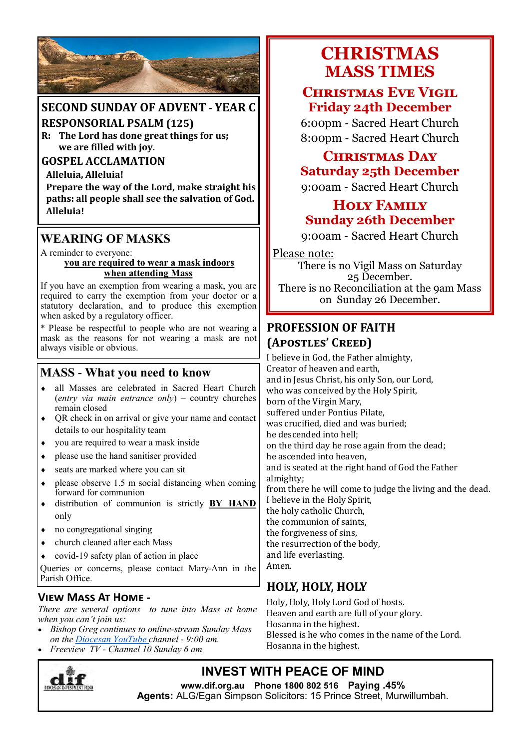## SECOND SUNDAY OF ADVENT - YEAR C

### RESPONSORIAL PSALM (125)

**R: The Lord has done great things for us; we are filled with joy.**

### GOSPEL ACCLAMATION

**Alleluia, Alleluia!**
**Prepare the way of the Lord, make straight his paths: all people shall see the salvation of God.**
**Alleluia!**

## WEARING OF MASKS

A reminder to everyone:

**<u>you are required to wear a mask indoors when attending Mass</u>**

If you have an exemption from wearing a mask, you are required to carry the exemption from your doctor or a statutory declaration, and to produce this exemption when asked by a regulatory officer.

* Please be respectful to people who are not wearing a mask as the reasons for not wearing a mask are not always visible or obvious.

## MASS - What you need to know

- all Masses are celebrated in Sacred Heart Church (*entry via main entrance only*) – country churches remain closed
- QR check in on arrival or give your name and contact details to our hospitality team
- you are required to wear a mask inside
- please use the hand sanitiser provided
- seats are marked where you can sit
- please observe 1.5 m social distancing when coming forward for communion
- distribution of communion is strictly **<u>BY HAND</u>** only
- no congregational singing
- church cleaned after each Mass
- covid-19 safety plan of action in place

Queries or concerns, please contact Mary-Ann in the Parish Office.

### View Mass At Home -

*There are several options to tune into Mass at home when you can't join us:*

- *Bishop Greg continues to online-stream Sunday Mass on the Diocesan YouTube channel - 9:00 am.*
- *Freeview TV - Channel 10 Sunday 6 am*

## CHRISTMAS MASS TIMES

### Christmas Eve Vigil
**Friday 24th December**

6:00pm - Sacred Heart Church
8:00pm - Sacred Heart Church

### Christmas Day
**Saturday 25th December**

9:00am - Sacred Heart Church

### Holy Family
**Sunday 26th December**

9:00am - Sacred Heart Church

<u>Please note:</u>

There is no Vigil Mass on Saturday 25 December.
There is no Reconciliation at the 9am Mass on Sunday 26 December.

## PROFESSION OF FAITH (Apostles' Creed)

I believe in God, the Father almighty,
Creator of heaven and earth,
and in Jesus Christ, his only Son, our Lord,
who was conceived by the Holy Spirit,
born of the Virgin Mary,
suffered under Pontius Pilate,
was crucified, died and was buried;
he descended into hell;
on the third day he rose again from the dead;
he ascended into heaven,
and is seated at the right hand of God the Father almighty;
from there he will come to judge the living and the dead.
I believe in the Holy Spirit,
the holy catholic Church,
the communion of saints,
the forgiveness of sins,
the resurrection of the body,
and life everlasting.
Amen.

## HOLY, HOLY, HOLY

Holy, Holy, Holy Lord God of hosts.
Heaven and earth are full of your glory.
Hosanna in the highest.
Blessed is he who comes in the name of the Lord.
Hosanna in the highest.

## INVEST WITH PEACE OF MIND

**www.dif.org.au Phone 1800 802 516 Paying .45%**

**Agents:** ALG/Egan Simpson Solicitors: 15 Prince Street, Murwillumbah.